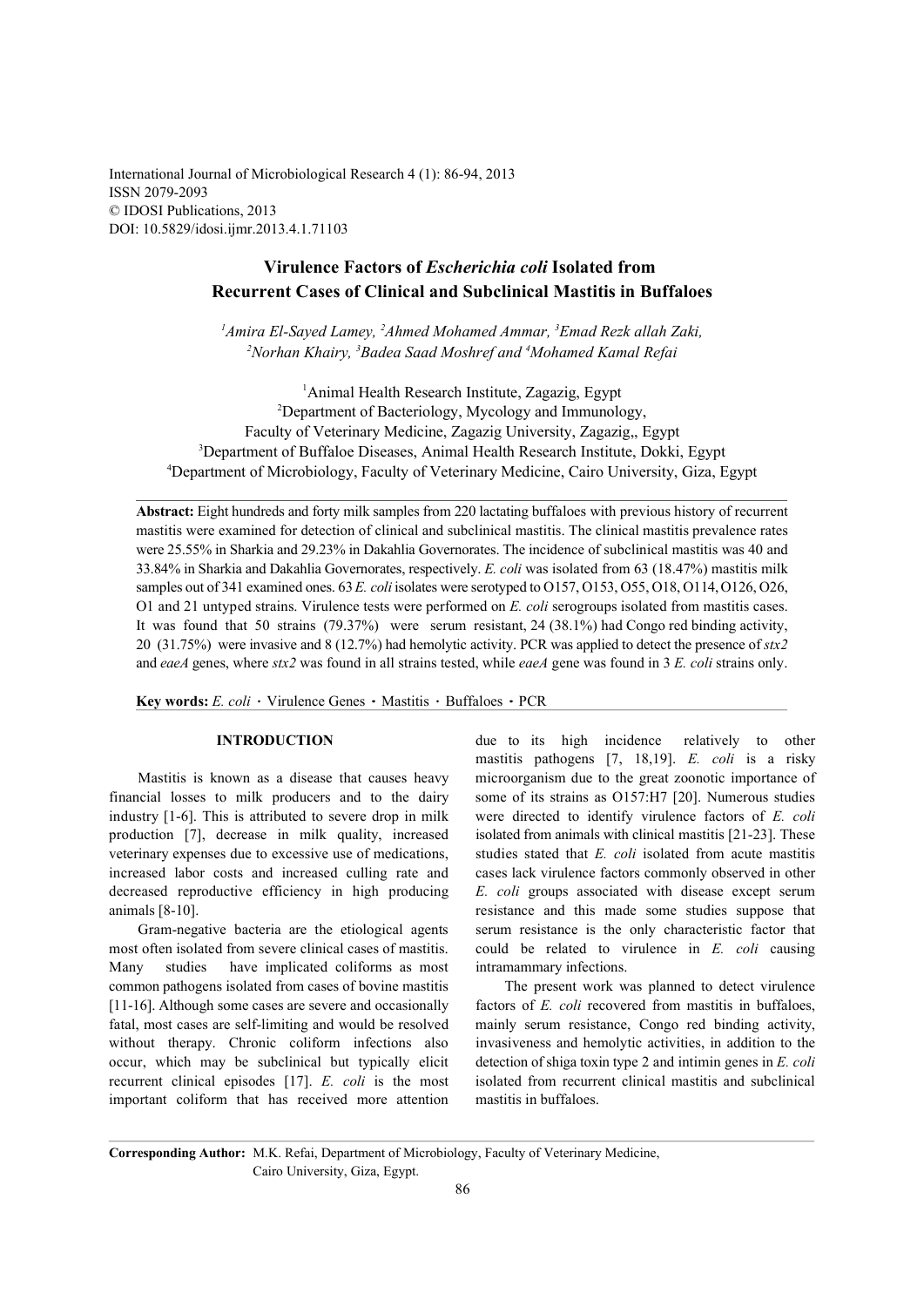# Virulence Factors of *Escherichia coli* Isolated from Recurrent Cases of Clinical and Subclinical Mastitis in Buffaloes

[1]Amira El-Sayed Lamey, [2]Ahmed Mohamed Ammar, [3]Emad Rezk allah Zaki, [2]Norhan Khairy, [3]Badea Saad Moshref and [4]Mohamed Kamal Refai

[1]Animal Health Research Institute, Zagazig, Egypt
[2]Department of Bacteriology, Mycology and Immunology, Faculty of Veterinary Medicine, Zagazig University, Zagazig,, Egypt
[3]Department of Buffaloe Diseases, Animal Health Research Institute, Dokki, Egypt
[4]Department of Microbiology, Faculty of Veterinary Medicine, Cairo University, Giza, Egypt

**Abstract:** Eight hundreds and forty milk samples from 220 lactating buffaloes with previous history of recurrent mastitis were examined for detection of clinical and subclinical mastitis. The clinical mastitis prevalence rates were 25.55% in Sharkia and 29.23% in Dakahlia Governorates. The incidence of subclinical mastitis was 40 and 33.84% in Sharkia and Dakahlia Governorates, respectively. *E. coli* was isolated from 63 (18.47%) mastitis milk samples out of 341 examined ones. 63 *E. coli* isolates were serotyped to O157, O153, O55, O18, O114, O126, O26, O1 and 21 untyped strains. Virulence tests were performed on *E. coli* serogroups isolated from mastitis cases. It was found that 50 strains (79.37%) were serum resistant, 24 (38.1%) had Congo red binding activity, 20 (31.75%) were invasive and 8 (12.7%) had hemolytic activity. PCR was applied to detect the presence of *stx2* and *eaeA* genes, where *stx2* was found in all strains tested, while *eaeA* gene was found in 3 *E. coli* strains only.

**Key words:** *E. coli* · Virulence Genes · Mastitis · Buffaloes · PCR

## INTRODUCTION

Mastitis is known as a disease that causes heavy financial losses to milk producers and to the dairy industry [1-6]. This is attributed to severe drop in milk production [7], decrease in milk quality, increased veterinary expenses due to excessive use of medications, increased labor costs and increased culling rate and decreased reproductive efficiency in high producing animals [8-10].

Gram-negative bacteria are the etiological agents most often isolated from severe clinical cases of mastitis. Many studies have implicated coliforms as most common pathogens isolated from cases of bovine mastitis [11-16]. Although some cases are severe and occasionally fatal, most cases are self-limiting and would be resolved without therapy. Chronic coliform infections also occur, which may be subclinical but typically elicit recurrent clinical episodes [17]. *E. coli* is the most important coliform that has received more attention due to its high incidence relatively to other mastitis pathogens [7, 18,19]. *E. coli* is a risky microorganism due to the great zoonotic importance of some of its strains as O157:H7 [20]. Numerous studies were directed to identify virulence factors of *E. coli* isolated from animals with clinical mastitis [21-23]. These studies stated that *E. coli* isolated from acute mastitis cases lack virulence factors commonly observed in other *E. coli* groups associated with disease except serum resistance and this made some studies suppose that serum resistance is the only characteristic factor that could be related to virulence in *E. coli* causing intramammary infections.

The present work was planned to detect virulence factors of *E. coli* recovered from mastitis in buffaloes, mainly serum resistance, Congo red binding activity, invasiveness and hemolytic activities, in addition to the detection of shiga toxin type 2 and intimin genes in *E. coli* isolated from recurrent clinical mastitis and subclinical mastitis in buffaloes.

**Corresponding Author:** M.K. Refai, Department of Microbiology, Faculty of Veterinary Medicine, Cairo University, Giza, Egypt.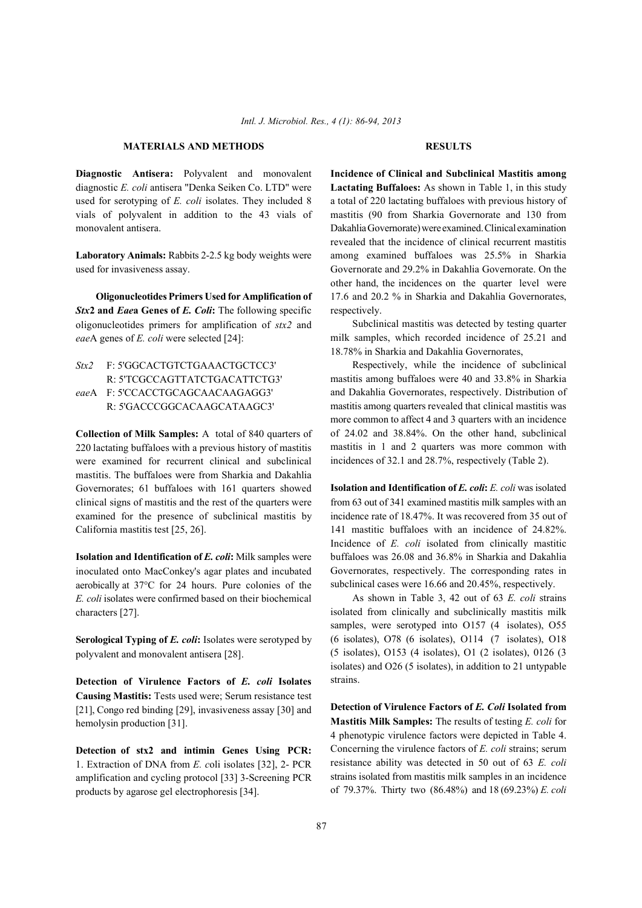## MATERIALS AND METHODS

**Diagnostic Antisera:** Polyvalent and monovalent diagnostic *E. coli* antisera "Denka Seiken Co. LTD" were used for serotyping of *E. coli* isolates. They included 8 vials of polyvalent in addition to the 43 vials of monovalent antisera.

**Laboratory Animals:** Rabbits 2-2.5 kg body weights were used for invasiveness assay.

**Oligonucleotides Primers Used for Amplification of *Stx*2 and *Eae*a Genes of *E. Coli*:** The following specific oligonucleotides primers for amplification of *stx2* and *eae*A genes of *E. coli* were selected [24]:

*Stx2* F: 5'GGCACTGTCTGAAACTGCTCC3'
R: 5'TCGCCAGTTATCTGACATTCTG3'
*eae*A F: 5'CCACCTGCAGCAACAAGAGG3'
R: 5'GACCCGGCACAAGCATAAGC3'

**Collection of Milk Samples:** A total of 840 quarters of 220 lactating buffaloes with a previous history of mastitis were examined for recurrent clinical and subclinical mastitis. The buffaloes were from Sharkia and Dakahlia Governorates; 61 buffaloes with 161 quarters showed clinical signs of mastitis and the rest of the quarters were examined for the presence of subclinical mastitis by California mastitis test [25, 26].

**Isolation and Identification of *E. coli*:** Milk samples were inoculated onto MacConkey's agar plates and incubated aerobically at 37°C for 24 hours. Pure colonies of the *E. coli* isolates were confirmed based on their biochemical characters [27].

**Serological Typing of *E. coli*:** Isolates were serotyped by polyvalent and monovalent antisera [28].

**Detection of Virulence Factors of *E. coli* Isolates Causing Mastitis:** Tests used were; Serum resistance test [21], Congo red binding [29], invasiveness assay [30] and hemolysin production [31].

**Detection of stx2 and intimin Genes Using PCR:** 1. Extraction of DNA from *E. c*oli isolates [32], 2- PCR amplification and cycling protocol [33] 3-Screening PCR products by agarose gel electrophoresis [34].

## RESULTS

**Incidence of Clinical and Subclinical Mastitis among Lactating Buffaloes:** As shown in Table 1, in this study a total of 220 lactating buffaloes with previous history of mastitis (90 from Sharkia Governorate and 130 from Dakahlia Governorate) were examined. Clinical examination revealed that the incidence of clinical recurrent mastitis among examined buffaloes was 25.5% in Sharkia Governorate and 29.2% in Dakahlia Governorate. On the other hand, the incidences on the quarter level were 17.6 and 20.2 % in Sharkia and Dakahlia Governorates, respectively.

Subclinical mastitis was detected by testing quarter milk samples, which recorded incidence of 25.21 and 18.78% in Sharkia and Dakahlia Governorates,

Respectively, while the incidence of subclinical mastitis among buffaloes were 40 and 33.8% in Sharkia and Dakahlia Governorates, respectively. Distribution of mastitis among quarters revealed that clinical mastitis was more common to affect 4 and 3 quarters with an incidence of 24.02 and 38.84%. On the other hand, subclinical mastitis in 1 and 2 quarters was more common with incidences of 32.1 and 28.7%, respectively (Table 2).

**Isolation and Identification of *E. coli*:** *E. coli* was isolated from 63 out of 341 examined mastitis milk samples with an incidence rate of 18.47%. It was recovered from 35 out of 141 mastitic buffaloes with an incidence of 24.82%. Incidence of *E. coli* isolated from clinically mastitic buffaloes was 26.08 and 36.8% in Sharkia and Dakahlia Governorates, respectively. The corresponding rates in subclinical cases were 16.66 and 20.45%, respectively.

As shown in Table 3, 42 out of 63 *E. coli* strains isolated from clinically and subclinically mastitis milk samples, were serotyped into O157 (4 isolates), O55 (6 isolates), O78 (6 isolates), O114 (7 isolates), O18 (5 isolates), O153 (4 isolates), O1 (2 isolates), 0126 (3 isolates) and O26 (5 isolates), in addition to 21 untypable strains.

**Detection of Virulence Factors of *E. Coli* Isolated from Mastitis Milk Samples:** The results of testing *E. coli* for 4 phenotypic virulence factors were depicted in Table 4. Concerning the virulence factors of *E. coli* strains; serum resistance ability was detected in 50 out of 63 *E. coli* strains isolated from mastitis milk samples in an incidence of 79.37%. Thirty two (86.48%) and 18 (69.23%) *E. coli*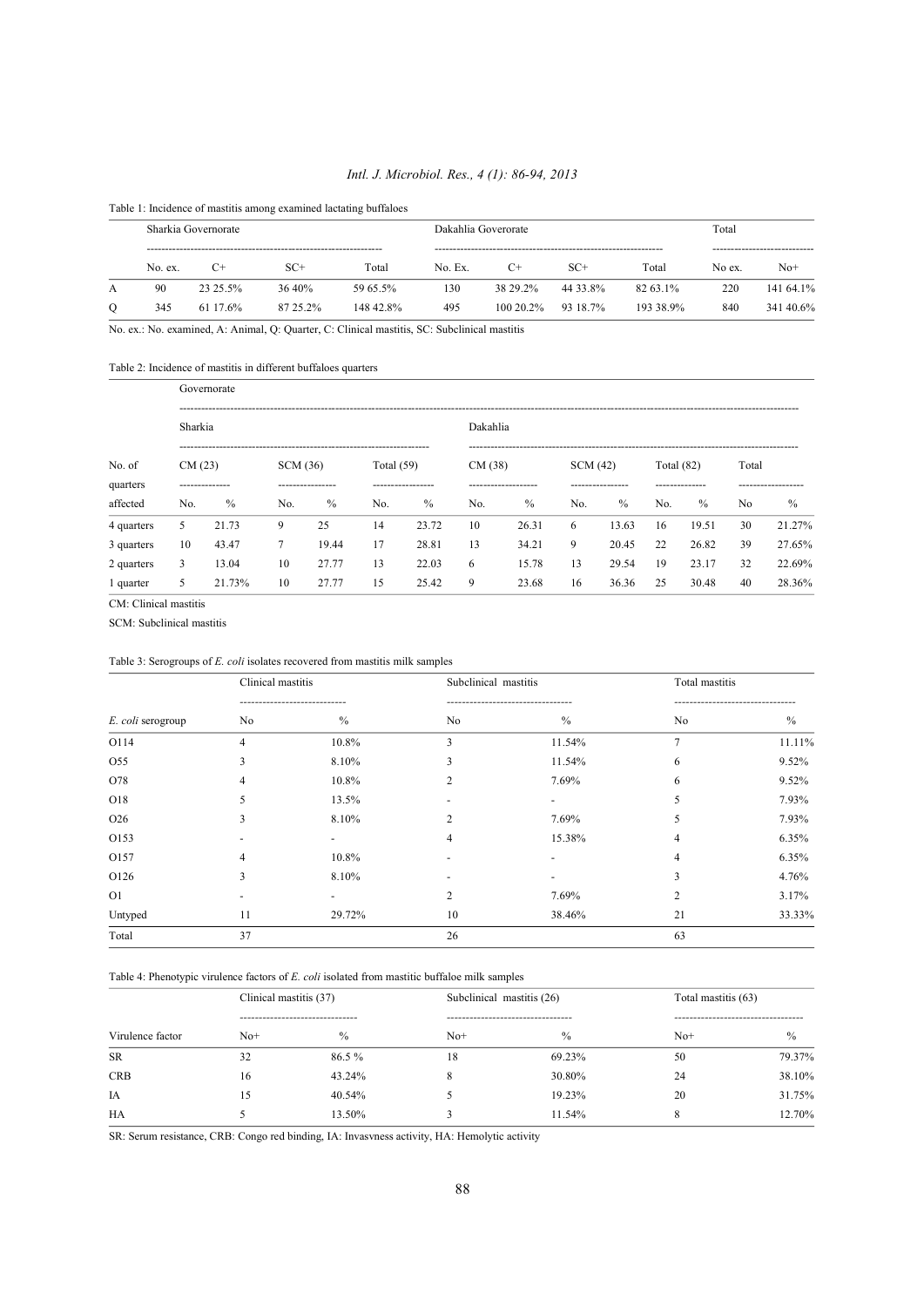Table 1: Incidence of mastitis among examined lactating buffaloes

| | Sharkia Governorate | | | | Dakahlia Goverorate | | | | Total | |
|---|---|---|---|---|---|---|---|---|---|---|
| | No. ex. | C+ | SC+ | Total | No. Ex. | C+ | SC+ | Total | No ex. | No+ |
| A | 90 | 23 25.5% | 36 40% | 59 65.5% | 130 | 38 29.2% | 44 33.8% | 82 63.1% | 220 | 141 64.1% |
| Q | 345 | 61 17.6% | 87 25.2% | 148 42.8% | 495 | 100 20.2% | 93 18.7% | 193 38.9% | 840 | 341 40.6% |

No. ex.: No. examined, A: Animal, Q: Quarter, C: Clinical mastitis, SC: Subclinical mastitis

Table 2: Incidence of mastitis in different buffaloes quarters

| | Governorate | | | | | | | | | | | | | |
|---|---|---|---|---|---|---|---|---|---|---|---|---|---|---|
| | Sharkia | | | | | | Dakahlia | | | | | | | |
| No. of quarters | CM (23) | | SCM (36) | | Total (59) | | CM (38) | | SCM (42) | | Total (82) | | Total | |
| affected | No. | % | No. | % | No. | % | No. | % | No. | % | No. | % | No | % |
| 4 quarters | 5 | 21.73 | 9 | 25 | 14 | 23.72 | 10 | 26.31 | 6 | 13.63 | 16 | 19.51 | 30 | 21.27% |
| 3 quarters | 10 | 43.47 | 7 | 19.44 | 17 | 28.81 | 13 | 34.21 | 9 | 20.45 | 22 | 26.82 | 39 | 27.65% |
| 2 quarters | 3 | 13.04 | 10 | 27.77 | 13 | 22.03 | 6 | 15.78 | 13 | 29.54 | 19 | 23.17 | 32 | 22.69% |
| 1 quarter | 5 | 21.73% | 10 | 27.77 | 15 | 25.42 | 9 | 23.68 | 16 | 36.36 | 25 | 30.48 | 40 | 28.36% |

CM: Clinical mastitis

SCM: Subclinical mastitis

Table 3: Serogroups of *E. coli* isolates recovered from mastitis milk samples

| | Clinical mastitis | | Subclinical mastitis | | Total mastitis | |
|---|---|---|---|---|---|---|
| *E. coli* serogroup | No | % | No | % | No | % |
| O114 | 4 | 10.8% | 3 | 11.54% | 7 | 11.11% |
| O55 | 3 | 8.10% | 3 | 11.54% | 6 | 9.52% |
| O78 | 4 | 10.8% | 2 | 7.69% | 6 | 9.52% |
| O18 | 5 | 13.5% | - | - | 5 | 7.93% |
| O26 | 3 | 8.10% | 2 | 7.69% | 5 | 7.93% |
| O153 | - | - | 4 | 15.38% | 4 | 6.35% |
| O157 | 4 | 10.8% | - | - | 4 | 6.35% |
| O126 | 3 | 8.10% | - | - | 3 | 4.76% |
| O1 | - | - | 2 | 7.69% | 2 | 3.17% |
| Untyped | 11 | 29.72% | 10 | 38.46% | 21 | 33.33% |
| Total | 37 | | 26 | | 63 | |

Table 4: Phenotypic virulence factors of *E. coli* isolated from mastitic buffaloe milk samples

| | Clinical mastitis (37) | | Subclinical mastitis (26) | | Total mastitis (63) | |
|---|---|---|---|---|---|---|
| Virulence factor | No+ | % | No+ | % | No+ | % |
| SR | 32 | 86.5 % | 18 | 69.23% | 50 | 79.37% |
| CRB | 16 | 43.24% | 8 | 30.80% | 24 | 38.10% |
| IA | 15 | 40.54% | 5 | 19.23% | 20 | 31.75% |
| HA | 5 | 13.50% | 3 | 11.54% | 8 | 12.70% |

SR: Serum resistance, CRB: Congo red binding, IA: Invasvness activity, HA: Hemolytic activity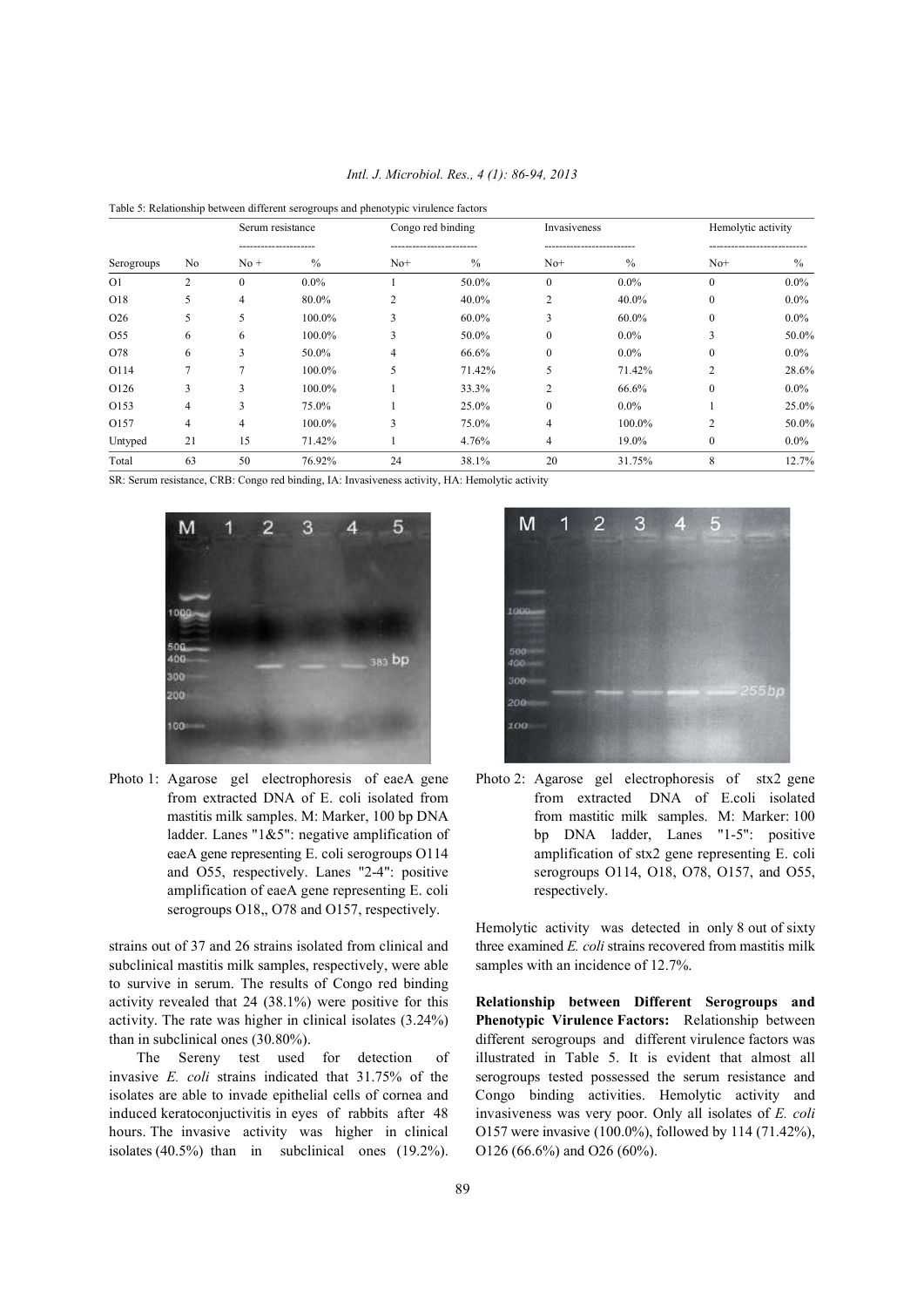Table 5: Relationship between different serogroups and phenotypic virulence factors

| | | Serum resistance | | Congo red binding | | Invasiveness | | Hemolytic activity | |
|---|---|---|---|---|---|---|---|---|---|
| Serogroups | No | No + | % | No+ | % | No+ | % | No+ | % |
| O1 | 2 | 0 | 0.0% | 1 | 50.0% | 0 | 0.0% | 0 | 0.0% |
| O18 | 5 | 4 | 80.0% | 2 | 40.0% | 2 | 40.0% | 0 | 0.0% |
| O26 | 5 | 5 | 100.0% | 3 | 60.0% | 3 | 60.0% | 0 | 0.0% |
| O55 | 6 | 6 | 100.0% | 3 | 50.0% | 0 | 0.0% | 3 | 50.0% |
| O78 | 6 | 3 | 50.0% | 4 | 66.6% | 0 | 0.0% | 0 | 0.0% |
| O114 | 7 | 7 | 100.0% | 5 | 71.42% | 5 | 71.42% | 2 | 28.6% |
| O126 | 3 | 3 | 100.0% | 1 | 33.3% | 2 | 66.6% | 0 | 0.0% |
| O153 | 4 | 3 | 75.0% | 1 | 25.0% | 0 | 0.0% | 1 | 25.0% |
| O157 | 4 | 4 | 100.0% | 3 | 75.0% | 4 | 100.0% | 2 | 50.0% |
| Untyped | 21 | 15 | 71.42% | 1 | 4.76% | 4 | 19.0% | 0 | 0.0% |
| Total | 63 | 50 | 76.92% | 24 | 38.1% | 20 | 31.75% | 8 | 12.7% |

SR: Serum resistance, CRB: Congo red binding, IA: Invasiveness activity, HA: Hemolytic activity

Photo 1: Agarose gel electrophoresis of eaeA gene from extracted DNA of E. coli isolated from mastitis milk samples. M: Marker, 100 bp DNA ladder. Lanes "1&5": negative amplification of eaeA gene representing E. coli serogroups O114 and O55, respectively. Lanes "2-4": positive amplification of eaeA gene representing E. coli serogroups O18,, O78 and O157, respectively.

Photo 2: Agarose gel electrophoresis of stx2 gene from extracted DNA of E.coli isolated from mastitic milk samples. M: Marker: 100 bp DNA ladder, Lanes "1-5": positive amplification of stx2 gene representing E. coli serogroups O114, O18, O78, O157, and O55, respectively.

strains out of 37 and 26 strains isolated from clinical and subclinical mastitis milk samples, respectively, were able to survive in serum. The results of Congo red binding activity revealed that 24 (38.1%) were positive for this activity. The rate was higher in clinical isolates (3.24%) than in subclinical ones (30.80%).

The Sereny test used for detection of invasive *E. coli* strains indicated that 31.75% of the isolates are able to invade epithelial cells of cornea and induced keratoconjuctivitis in eyes of rabbits after 48 hours. The invasive activity was higher in clinical isolates (40.5%) than in subclinical ones (19.2%). Hemolytic activity was detected in only 8 out of sixty three examined *E. coli* strains recovered from mastitis milk samples with an incidence of 12.7%.

**Relationship between Different Serogroups and Phenotypic Virulence Factors:** Relationship between different serogroups and different virulence factors was illustrated in Table 5. It is evident that almost all serogroups tested possessed the serum resistance and Congo binding activities. Hemolytic activity and invasiveness was very poor. Only all isolates of *E. coli* O157 were invasive (100.0%), followed by 114 (71.42%), O126 (66.6%) and O26 (60%).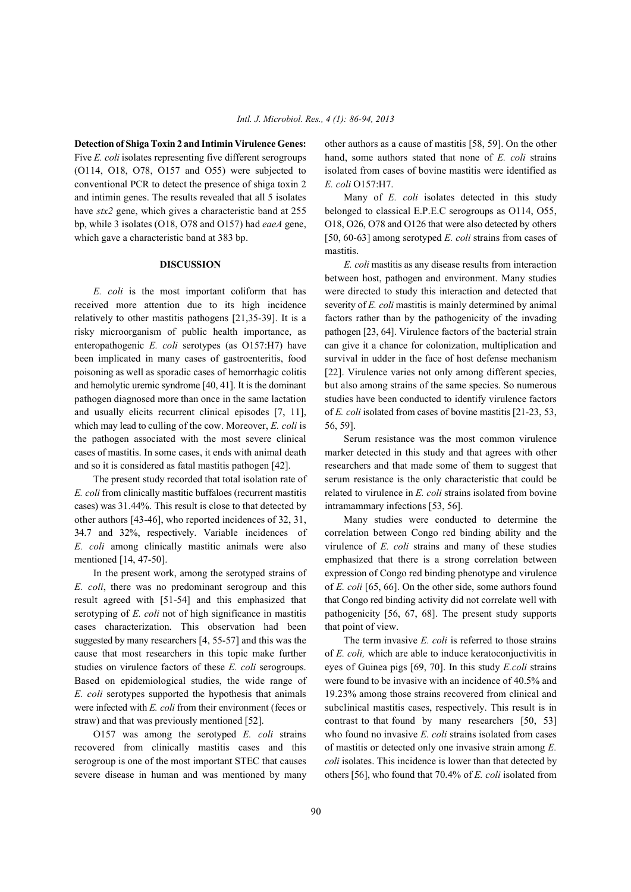**Detection of Shiga Toxin 2 and Intimin Virulence Genes:** Five *E. coli* isolates representing five different serogroups (O114, O18, O78, O157 and O55) were subjected to conventional PCR to detect the presence of shiga toxin 2 and intimin genes. The results revealed that all 5 isolates have *stx2* gene, which gives a characteristic band at 255 bp, while 3 isolates (O18, O78 and O157) had *eaeA* gene, which gave a characteristic band at 383 bp.

## DISCUSSION

*E. coli* is the most important coliform that has received more attention due to its high incidence relatively to other mastitis pathogens [21,35-39]. It is a risky microorganism of public health importance, as enteropathogenic *E. coli* serotypes (as O157:H7) have been implicated in many cases of gastroenteritis, food poisoning as well as sporadic cases of hemorrhagic colitis and hemolytic uremic syndrome [40, 41]. It is the dominant pathogen diagnosed more than once in the same lactation and usually elicits recurrent clinical episodes [7, 11], which may lead to culling of the cow. Moreover, *E. coli* is the pathogen associated with the most severe clinical cases of mastitis. In some cases, it ends with animal death and so it is considered as fatal mastitis pathogen [42].

The present study recorded that total isolation rate of *E. coli* from clinically mastitic buffaloes (recurrent mastitis cases) was 31.44%. This result is close to that detected by other authors [43-46], who reported incidences of 32, 31, 34.7 and 32%, respectively. Variable incidences of *E. coli* among clinically mastitic animals were also mentioned [14, 47-50].

In the present work, among the serotyped strains of *E. coli*, there was no predominant serogroup and this result agreed with [51-54] and this emphasized that serotyping of *E. coli* not of high significance in mastitis cases characterization. This observation had been suggested by many researchers [4, 55-57] and this was the cause that most researchers in this topic make further studies on virulence factors of these *E. coli* serogroups. Based on epidemiological studies, the wide range of *E. coli* serotypes supported the hypothesis that animals were infected with *E. coli* from their environment (feces or straw) and that was previously mentioned [52].

O157 was among the serotyped *E. coli* strains recovered from clinically mastitis cases and this serogroup is one of the most important STEC that causes severe disease in human and was mentioned by many other authors as a cause of mastitis [58, 59]. On the other hand, some authors stated that none of *E. coli* strains isolated from cases of bovine mastitis were identified as *E. coli* O157:H7.

Many of *E. coli* isolates detected in this study belonged to classical E.P.E.C serogroups as O114, O55, O18, O26, O78 and O126 that were also detected by others [50, 60-63] among serotyped *E. coli* strains from cases of mastitis.

*E. coli* mastitis as any disease results from interaction between host, pathogen and environment. Many studies were directed to study this interaction and detected that severity of *E. coli* mastitis is mainly determined by animal factors rather than by the pathogenicity of the invading pathogen [23, 64]. Virulence factors of the bacterial strain can give it a chance for colonization, multiplication and survival in udder in the face of host defense mechanism [22]. Virulence varies not only among different species, but also among strains of the same species. So numerous studies have been conducted to identify virulence factors of *E. coli* isolated from cases of bovine mastitis [21-23, 53, 56, 59].

Serum resistance was the most common virulence marker detected in this study and that agrees with other researchers and that made some of them to suggest that serum resistance is the only characteristic that could be related to virulence in *E. coli* strains isolated from bovine intramammary infections [53, 56].

Many studies were conducted to determine the correlation between Congo red binding ability and the virulence of *E. coli* strains and many of these studies emphasized that there is a strong correlation between expression of Congo red binding phenotype and virulence of *E. coli* [65, 66]. On the other side, some authors found that Congo red binding activity did not correlate well with pathogenicity [56, 67, 68]. The present study supports that point of view.

The term invasive *E. coli* is referred to those strains of *E. coli,* which are able to induce keratoconjunctivitis in eyes of Guinea pigs [69, 70]. In this study *E.coli* strains were found to be invasive with an incidence of 40.5% and 19.23% among those strains recovered from clinical and subclinical mastitis cases, respectively. This result is in contrast to that found by many researchers [50, 53] who found no invasive *E. coli* strains isolated from cases of mastitis or detected only one invasive strain among *E. coli* isolates. This incidence is lower than that detected by others [56], who found that 70.4% of *E. coli* isolated from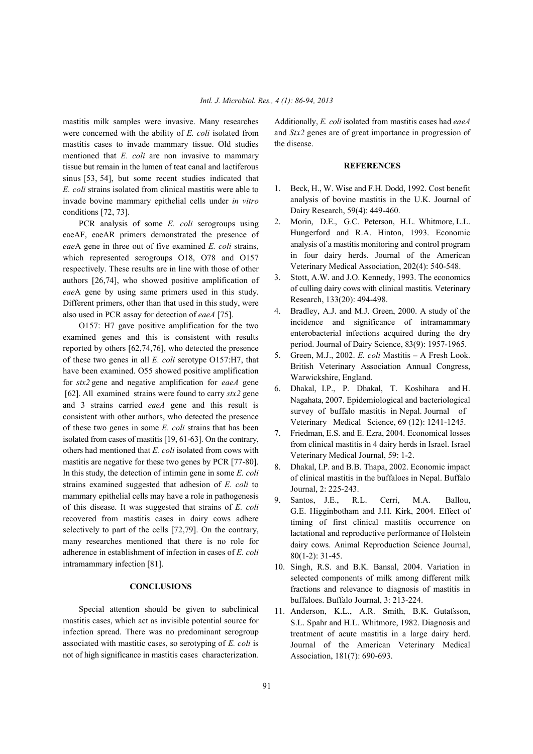mastitis milk samples were invasive. Many researches were concerned with the ability of *E. coli* isolated from mastitis cases to invade mammary tissue. Old studies mentioned that *E. coli* are non invasive to mammary tissue but remain in the lumen of teat canal and lactiferous sinus [53, 54], but some recent studies indicated that *E. coli* strains isolated from clinical mastitis were able to invade bovine mammary epithelial cells under *in vitro* conditions [72, 73].

PCR analysis of some *E. coli* serogroups using eaeAF, eaeAR primers demonstrated the presence of *eae*A gene in three out of five examined *E. coli* strains, which represented serogroups O18, O78 and O157 respectively. These results are in line with those of other authors [26,74], who showed positive amplification of *eae*A gene by using same primers used in this study. Different primers, other than that used in this study, were also used in PCR assay for detection of *eaeA* [75].

O157: H7 gave positive amplification for the two examined genes and this is consistent with results reported by others [62,74,76], who detected the presence of these two genes in all *E. coli* serotype O157:H7, that have been examined. O55 showed positive amplification for *stx2* gene and negative amplification for *eaeA* gene [62]. All examined strains were found to carry *stx2* gene and 3 strains carried *eaeA* gene and this result is consistent with other authors, who detected the presence of these two genes in some *E. coli* strains that has been isolated from cases of mastitis [19, 61-63]. On the contrary, others had mentioned that *E. coli* isolated from cows with mastitis are negative for these two genes by PCR [77-80]. In this study, the detection of intimin gene in some *E. coli* strains examined suggested that adhesion of *E. coli* to mammary epithelial cells may have a role in pathogenesis of this disease. It was suggested that strains of *E. coli* recovered from mastitis cases in dairy cows adhere selectively to part of the cells [72,79]. On the contrary, many researches mentioned that there is no role for adherence in establishment of infection in cases of *E. coli* intramammary infection [81].

## CONCLUSIONS

Special attention should be given to subclinical mastitis cases, which act as invisible potential source for infection spread. There was no predominant serogroup associated with mastitic cases, so serotyping of *E. coli* is not of high significance in mastitis cases characterization. Additionally, *E. coli* isolated from mastitis cases had *eaeA* and *Stx2* genes are of great importance in progression of the disease.

## REFERENCES

1. Beck, H., W. Wise and F.H. Dodd, 1992. Cost benefit analysis of bovine mastitis in the U.K. Journal of Dairy Research, 59(4): 449-460.
2. Morin, D.E., G.C. Peterson, H.L. Whitmore, L.L. Hungerford and R.A. Hinton, 1993. Economic analysis of a mastitis monitoring and control program in four dairy herds. Journal of the American Veterinary Medical Association, 202(4): 540-548.
3. Stott, A.W. and J.O. Kennedy, 1993. The economics of culling dairy cows with clinical mastitis. Veterinary Research, 133(20): 494-498.
4. Bradley, A.J. and M.J. Green, 2000. A study of the incidence and significance of intramammary enterobacterial infections acquired during the dry period. Journal of Dairy Science, 83(9): 1957-1965.
5. Green, M.J., 2002. *E. coli* Mastitis – A Fresh Look. British Veterinary Association Annual Congress, Warwickshire, England.
6. Dhakal, I.P., P. Dhakal, T. Koshihara and H. Nagahata, 2007. Epidemiological and bacteriological survey of buffalo mastitis in Nepal. Journal of Veterinary Medical Science, 69 (12): 1241-1245.
7. Friedman, E.S. and E. Ezra, 2004. Economical losses from clinical mastitis in 4 dairy herds in Israel. Israel Veterinary Medical Journal, 59: 1-2.
8. Dhakal, I.P. and B.B. Thapa, 2002. Economic impact of clinical mastitis in the buffaloes in Nepal. Buffalo Journal, 2: 225-243.
9. Santos, J.E., R.L. Cerri, M.A. Ballou, G.E. Higginbotham and J.H. Kirk, 2004. Effect of timing of first clinical mastitis occurrence on lactational and reproductive performance of Holstein dairy cows. Animal Reproduction Science Journal, 80(1-2): 31-45.
10. Singh, R.S. and B.K. Bansal, 2004. Variation in selected components of milk among different milk fractions and relevance to diagnosis of mastitis in buffaloes. Buffalo Journal, 3: 213-224.
11. Anderson, K.L., A.R. Smith, B.K. Gutafsson, S.L. Spahr and H.L. Whitmore, 1982. Diagnosis and treatment of acute mastitis in a large dairy herd. Journal of the American Veterinary Medical Association, 181(7): 690-693.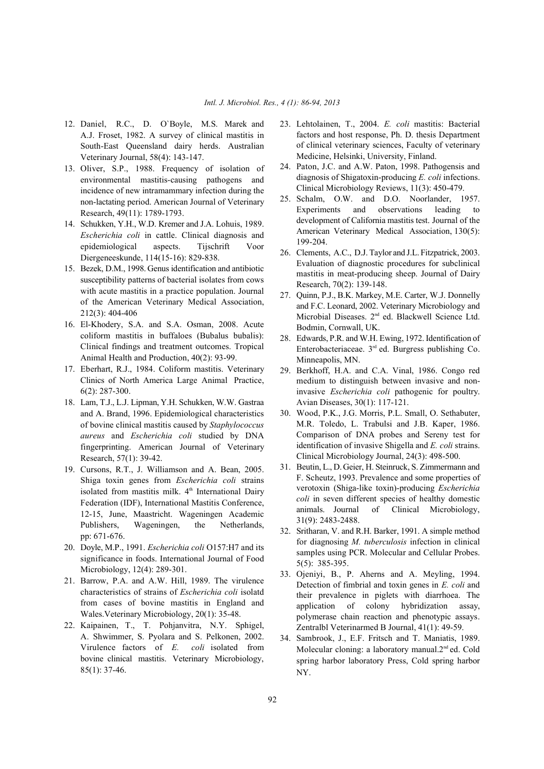12. Daniel, R.C., D. O`Boyle, M.S. Marek and A.J. Froset, 1982. A survey of clinical mastitis in South-East Queensland dairy herds. Australian Veterinary Journal, 58(4): 143-147.
13. Oliver, S.P., 1988. Frequency of isolation of environmental mastitis-causing pathogens and incidence of new intramammary infection during the non-lactating period. American Journal of Veterinary Research, 49(11): 1789-1793.
14. Schukken, Y.H., W.D. Kremer and J.A. Lohuis, 1989. *Escherichia coli* in cattle. Clinical diagnosis and epidemiological aspects. Tijschrift Voor Diergeneeskunde, 114(15-16): 829-838.
15. Bezek, D.M., 1998. Genus identification and antibiotic susceptibility patterns of bacterial isolates from cows with acute mastitis in a practice population. Journal of the American Veterinary Medical Association, 212(3): 404-406
16. El-Khodery, S.A. and S.A. Osman, 2008. Acute coliform mastitis in buffaloes (Bubalus bubalis): Clinical findings and treatment outcomes. Tropical Animal Health and Production, 40(2): 93-99.
17. Eberhart, R.J., 1984. Coliform mastitis. Veterinary Clinics of North America Large Animal Practice, 6(2): 287-300.
18. Lam, T.J., L.J. Lipman, Y.H. Schukken, W.W. Gastraa and A. Brand, 1996. Epidemiological characteristics of bovine clinical mastitis caused by *Staphylococcus aureus* and *Escherichia coli* studied by DNA fingerprinting. American Journal of Veterinary Research, 57(1): 39-42.
19. Cursons, R.T., J. Williamson and A. Bean, 2005. Shiga toxin genes from *Escherichia coli* strains isolated from mastitis milk. 4th International Dairy Federation (IDF), International Mastitis Conference, 12-15, June, Maastricht. Wageningen Academic Publishers, Wageningen, the Netherlands, pp: 671-676.
20. Doyle, M.P., 1991. *Escherichia coli* O157:H7 and its significance in foods. International Journal of Food Microbiology, 12(4): 289-301.
21. Barrow, P.A. and A.W. Hill, 1989. The virulence characteristics of strains of *Escherichia coli* isolatd from cases of bovine mastitis in England and Wales.Veterinary Microbiology, 20(1): 35-48.
22. Kaipainen, T., T. Pohjanvitra, N.Y. Sphigel, A. Shwimmer, S. Pyolara and S. Pelkonen, 2002. Virulence factors of *E. coli* isolated from bovine clinical mastitis. Veterinary Microbiology, 85(1): 37-46.
23. Lehtolainen, T., 2004. *E. coli* mastitis: Bacterial factors and host response, Ph. D. thesis Department of clinical veterinary sciences, Faculty of veterinary Medicine, Helsinki, University, Finland.
24. Paton, J.C. and A.W. Paton, 1998. Pathogensis and diagnosis of Shigatoxin-producing *E. coli* infections. Clinical Microbiology Reviews, 11(3): 450-479.
25. Schalm, O.W. and D.O. Noorlander, 1957. Experiments and observations leading to development of California mastitis test. Journal of the American Veterinary Medical Association, 130(5): 199-204.
26. Clements, A.C., D.J. Taylor and J.L. Fitzpatrick, 2003. Evaluation of diagnostic procedures for subclinical mastitis in meat-producing sheep. Journal of Dairy Research, 70(2): 139-148.
27. Quinn, P.J., B.K. Markey, M.E. Carter, W.J. Donnelly and F.C. Leonard, 2002. Veterinary Microbiology and Microbial Diseases. 2nd ed. Blackwell Science Ltd. Bodmin, Cornwall, UK.
28. Edwards, P.R. and W.H. Ewing, 1972. Identification of Enterobacteriaceae. 3rd ed. Burgress publishing Co. Minneapolis, MN.
29. Berkhoff, H.A. and C.A. Vinal, 1986. Congo red medium to distinguish between invasive and non-invasive *Escherichia coli* pathogenic for poultry. Avian Diseases, 30(1): 117-121.
30. Wood, P.K., J.G. Morris, P.L. Small, O. Sethabuter, M.R. Toledo, L. Trabulsi and J.B. Kaper, 1986. Comparison of DNA probes and Sereny test for identification of invasive Shigella and *E. coli* strains. Clinical Microbiology Journal, 24(3): 498-500.
31. Beutin, L., D. Geier, H. Steinruck, S. Zimmermann and F. Scheutz, 1993. Prevalence and some properties of verotoxin (Shiga-like toxin)-producing *Escherichia coli* in seven different species of healthy domestic animals. Journal of Clinical Microbiology, 31(9): 2483-2488.
32. Sritharan, V. and R.H. Barker, 1991. A simple method for diagnosing *M. tuberculosis* infection in clinical samples using PCR. Molecular and Cellular Probes. 5(5): 385-395.
33. Ojeniyi, B., P. Aherns and A. Meyling, 1994. Detection of fimbrial and toxin genes in *E. coli* and their prevalence in piglets with diarrhoea. The application of colony hybridization assay, polymerase chain reaction and phenotypic assays. Zentralbl Veterinarmed B Journal, 41(1): 49-59.
34. Sambrook, J., E.F. Fritsch and T. Maniatis, 1989. Molecular cloning: a laboratory manual.2nd ed. Cold spring harbor laboratory Press, Cold spring harbor NY.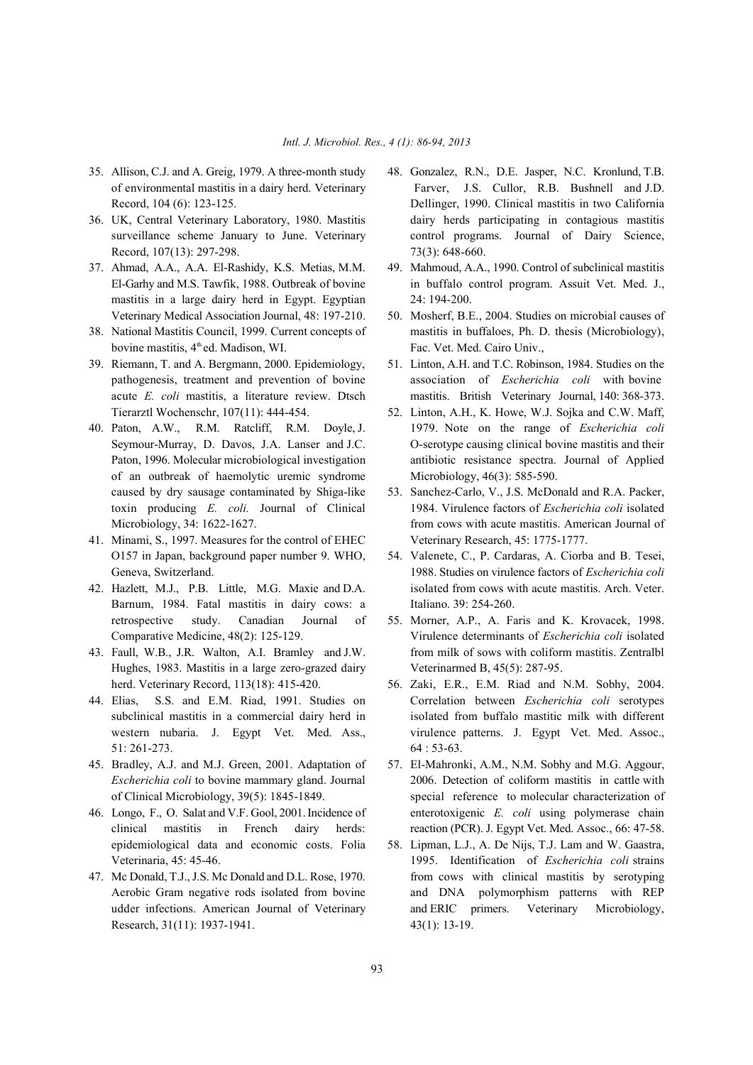35. Allison, C.J. and A. Greig, 1979. A three-month study of environmental mastitis in a dairy herd. Veterinary Record, 104 (6): 123-125.
36. UK, Central Veterinary Laboratory, 1980. Mastitis surveillance scheme January to June. Veterinary Record, 107(13): 297-298.
37. Ahmad, A.A., A.A. El-Rashidy, K.S. Metias, M.M. El-Garhy and M.S. Tawfik, 1988. Outbreak of bovine mastitis in a large dairy herd in Egypt. Egyptian Veterinary Medical Association Journal, 48: 197-210.
38. National Mastitis Council, 1999. Current concepts of bovine mastitis, 4th ed. Madison, WI.
39. Riemann, T. and A. Bergmann, 2000. Epidemiology, pathogenesis, treatment and prevention of bovine acute *E. coli* mastitis, a literature review. Dtsch Tierarztl Wochenschr, 107(11): 444-454.
40. Paton, A.W., R.M. Ratcliff, R.M. Doyle, J. Seymour-Murray, D. Davos, J.A. Lanser and J.C. Paton, 1996. Molecular microbiological investigation of an outbreak of haemolytic uremic syndrome caused by dry sausage contaminated by Shiga-like toxin producing *E. coli.* Journal of Clinical Microbiology, 34: 1622-1627.
41. Minami, S., 1997. Measures for the control of EHEC O157 in Japan, background paper number 9. WHO, Geneva, Switzerland.
42. Hazlett, M.J., P.B. Little, M.G. Maxie and D.A. Barnum, 1984. Fatal mastitis in dairy cows: a retrospective study. Canadian Journal of Comparative Medicine, 48(2): 125-129.
43. Faull, W.B., J.R. Walton, A.I. Bramley and J.W. Hughes, 1983. Mastitis in a large zero-grazed dairy herd. Veterinary Record, 113(18): 415-420.
44. Elias, S.S. and E.M. Riad, 1991. Studies on subclinical mastitis in a commercial dairy herd in western nubaria. J. Egypt Vet. Med. Ass., 51: 261-273.
45. Bradley, A.J. and M.J. Green, 2001. Adaptation of *Escherichia coli* to bovine mammary gland. Journal of Clinical Microbiology, 39(5): 1845-1849.
46. Longo, F., O. Salat and V.F. Gool, 2001. Incidence of clinical mastitis in French dairy herds: epidemiological data and economic costs. Folia Veterinaria, 45: 45-46.
47. Mc Donald, T.J., J.S. Mc Donald and D.L. Rose, 1970. Aerobic Gram negative rods isolated from bovine udder infections. American Journal of Veterinary Research, 31(11): 1937-1941.
48. Gonzalez, R.N., D.E. Jasper, N.C. Kronlund, T.B. Farver, J.S. Cullor, R.B. Bushnell and J.D. Dellinger, 1990. Clinical mastitis in two California dairy herds participating in contagious mastitis control programs. Journal of Dairy Science, 73(3): 648-660.
49. Mahmoud, A.A., 1990. Control of subclinical mastitis in buffalo control program. Assuit Vet. Med. J., 24: 194-200.
50. Mosherf, B.E., 2004. Studies on microbial causes of mastitis in buffaloes, Ph. D. thesis (Microbiology), Fac. Vet. Med. Cairo Univ.,
51. Linton, A.H. and T.C. Robinson, 1984. Studies on the association of *Escherichia coli* with bovine mastitis. British Veterinary Journal, 140: 368-373.
52. Linton, A.H., K. Howe, W.J. Sojka and C.W. Maff, 1979. Note on the range of *Escherichia coli* O-serotype causing clinical bovine mastitis and their antibiotic resistance spectra. Journal of Applied Microbiology, 46(3): 585-590.
53. Sanchez-Carlo, V., J.S. McDonald and R.A. Packer, 1984. Virulence factors of *Escherichia coli* isolated from cows with acute mastitis. American Journal of Veterinary Research, 45: 1775-1777.
54. Valenete, C., P. Cardaras, A. Ciorba and B. Tesei, 1988. Studies on virulence factors of *Escherichia coli* isolated from cows with acute mastitis. Arch. Veter. Italiano. 39: 254-260.
55. Morner, A.P., A. Faris and K. Krovacek, 1998. Virulence determinants of *Escherichia coli* isolated from milk of sows with coliform mastitis. Zentralbl Veterinarmed B, 45(5): 287-95.
56. Zaki, E.R., E.M. Riad and N.M. Sobhy, 2004. Correlation between *Escherichia coli* serotypes isolated from buffalo mastitic milk with different virulence patterns. J. Egypt Vet. Med. Assoc., 64 : 53-63.
57. El-Mahronki, A.M., N.M. Sobhy and M.G. Aggour, 2006. Detection of coliform mastitis in cattle with special reference to molecular characterization of enterotoxigenic *E. coli* using polymerase chain reaction (PCR). J. Egypt Vet. Med. Assoc., 66: 47-58.
58. Lipman, L.J., A. De Nijs, T.J. Lam and W. Gaastra, 1995. Identification of *Escherichia coli* strains from cows with clinical mastitis by serotyping and DNA polymorphism patterns with REP and ERIC primers. Veterinary Microbiology, 43(1): 13-19.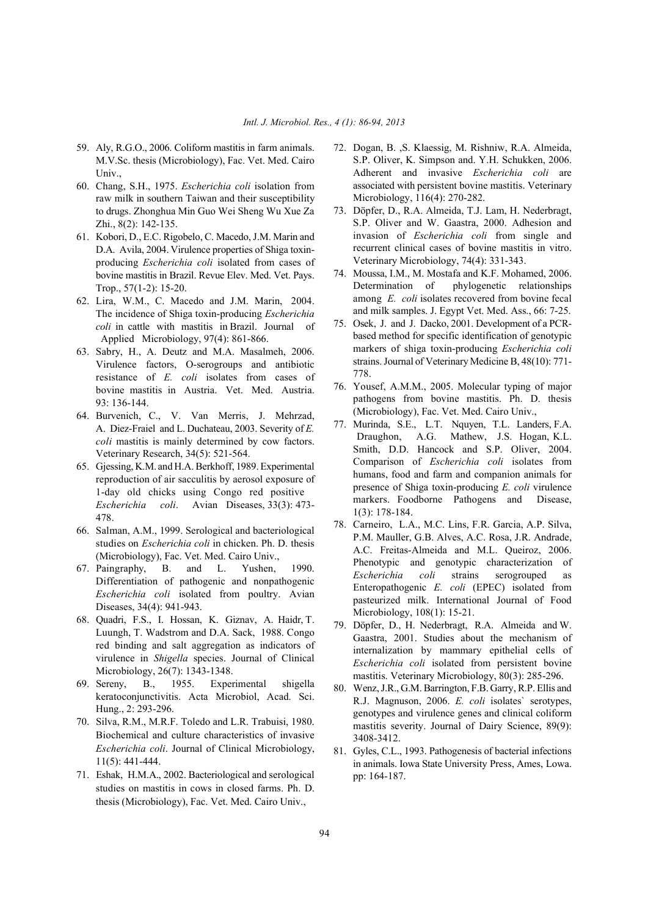59. Aly, R.G.O., 2006. Coliform mastitis in farm animals. M.V.Sc. thesis (Microbiology), Fac. Vet. Med. Cairo Univ.,
60. Chang, S.H., 1975. *Escherichia coli* isolation from raw milk in southern Taiwan and their susceptibility to drugs. Zhonghua Min Guo Wei Sheng Wu Xue Za Zhi., 8(2): 142-135.
61. Kobori, D., E.C. Rigobelo, C. Macedo, J.M. Marin and D.A. Avila, 2004. Virulence properties of Shiga toxin-producing *Escherichia coli* isolated from cases of bovine mastitis in Brazil. Revue Elev. Med. Vet. Pays. Trop., 57(1-2): 15-20.
62. Lira, W.M., C. Macedo and J.M. Marin, 2004. The incidence of Shiga toxin-producing *Escherichia coli* in cattle with mastitis in Brazil. Journal of Applied Microbiology, 97(4): 861-866.
63. Sabry, H., A. Deutz and M.A. Masalmeh, 2006. Virulence factors, O-serogroups and antibiotic resistance of *E. coli* isolates from cases of bovine mastitis in Austria. Vet. Med. Austria. 93: 136-144.
64. Burvenich, C., V. Van Merris, J. Mehrzad, A. Diez-Fraiel and L. Duchateau, 2003. Severity of *E. coli* mastitis is mainly determined by cow factors. Veterinary Research, 34(5): 521-564.
65. Gjessing, K.M. and H.A. Berkhoff, 1989. Experimental reproduction of air sacculitis by aerosol exposure of 1-day old chicks using Congo red positive *Escherichia coli*. Avian Diseases, 33(3): 473-478.
66. Salman, A.M., 1999. Serological and bacteriological studies on *Escherichia coli* in chicken. Ph. D. thesis (Microbiology), Fac. Vet. Med. Cairo Univ.,
67. Paingraphy, B. and L. Yushen, 1990. Differentiation of pathogenic and nonpathogenic *Escherichia coli* isolated from poultry. Avian Diseases, 34(4): 941-943.
68. Quadri, F.S., I. Hossan, K. Giznav, A. Haidr, T. Luungh, T. Wadstrom and D.A. Sack, 1988. Congo red binding and salt aggregation as indicators of virulence in *Shigella* species. Journal of Clinical Microbiology, 26(7): 1343-1348.
69. Sereny, B., 1955. Experimental shigella keratoconjunctivitis. Acta Microbiol, Acad. Sci. Hung., 2: 293-296.
70. Silva, R.M., M.R.F. Toledo and L.R. Trabuisi, 1980. Biochemical and culture characteristics of invasive *Escherichia coli*. Journal of Clinical Microbiology, 11(5): 441-444.
71. Eshak, H.M.A., 2002. Bacteriological and serological studies on mastitis in cows in closed farms. Ph. D. thesis (Microbiology), Fac. Vet. Med. Cairo Univ.,
72. Dogan, B. ,S. Klaessig, M. Rishniw, R.A. Almeida, S.P. Oliver, K. Simpson and. Y.H. Schukken, 2006. Adherent and invasive *Escherichia coli* are associated with persistent bovine mastitis. Veterinary Microbiology, 116(4): 270-282.
73. Döpfer, D., R.A. Almeida, T.J. Lam, H. Nederbragt, S.P. Oliver and W. Gaastra, 2000. Adhesion and invasion of *Escherichia coli* from single and recurrent clinical cases of bovine mastitis in vitro. Veterinary Microbiology, 74(4): 331-343.
74. Moussa, I.M., M. Mostafa and K.F. Mohamed, 2006. Determination of phylogenetic relationships among *E. coli* isolates recovered from bovine fecal and milk samples. J. Egypt Vet. Med. Ass., 66: 7-25.
75. Osek, J. and J. Dacko, 2001. Development of a PCR-based method for specific identification of genotypic markers of shiga toxin-producing *Escherichia coli* strains. Journal of Veterinary Medicine B, 48(10): 771-778.
76. Yousef, A.M.M., 2005. Molecular typing of major pathogens from bovine mastitis. Ph. D. thesis (Microbiology), Fac. Vet. Med. Cairo Univ.,
77. Murinda, S.E., L.T. Nquyen, T.L. Landers, F.A. Draughon, A.G. Mathew, J.S. Hogan, K.L. Smith, D.D. Hancock and S.P. Oliver, 2004. Comparison of *Escherichia coli* isolates from humans, food and farm and companion animals for presence of Shiga toxin-producing *E. coli* virulence markers. Foodborne Pathogens and Disease, 1(3): 178-184.
78. Carneiro, L.A., M.C. Lins, F.R. Garcia, A.P. Silva, P.M. Mauller, G.B. Alves, A.C. Rosa, J.R. Andrade, A.C. Freitas-Almeida and M.L. Queiroz, 2006. Phenotypic and genotypic characterization of *Escherichia coli* strains serogrouped as Enteropathogenic *E. coli* (EPEC) isolated from pasteurized milk. International Journal of Food Microbiology, 108(1): 15-21.
79. Döpfer, D., H. Nederbragt, R.A. Almeida and W. Gaastra, 2001. Studies about the mechanism of internalization by mammary epithelial cells of *Escherichia coli* isolated from persistent bovine mastitis. Veterinary Microbiology, 80(3): 285-296.
80. Wenz, J.R., G.M. Barrington, F.B. Garry, R.P. Ellis and R.J. Magnuson, 2006. *E. coli* isolates` serotypes, genotypes and virulence genes and clinical coliform mastitis severity. Journal of Dairy Science, 89(9): 3408-3412.
81. Gyles, C.L., 1993. Pathogenesis of bacterial infections in animals. Iowa State University Press, Ames, Lowa. pp: 164-187.